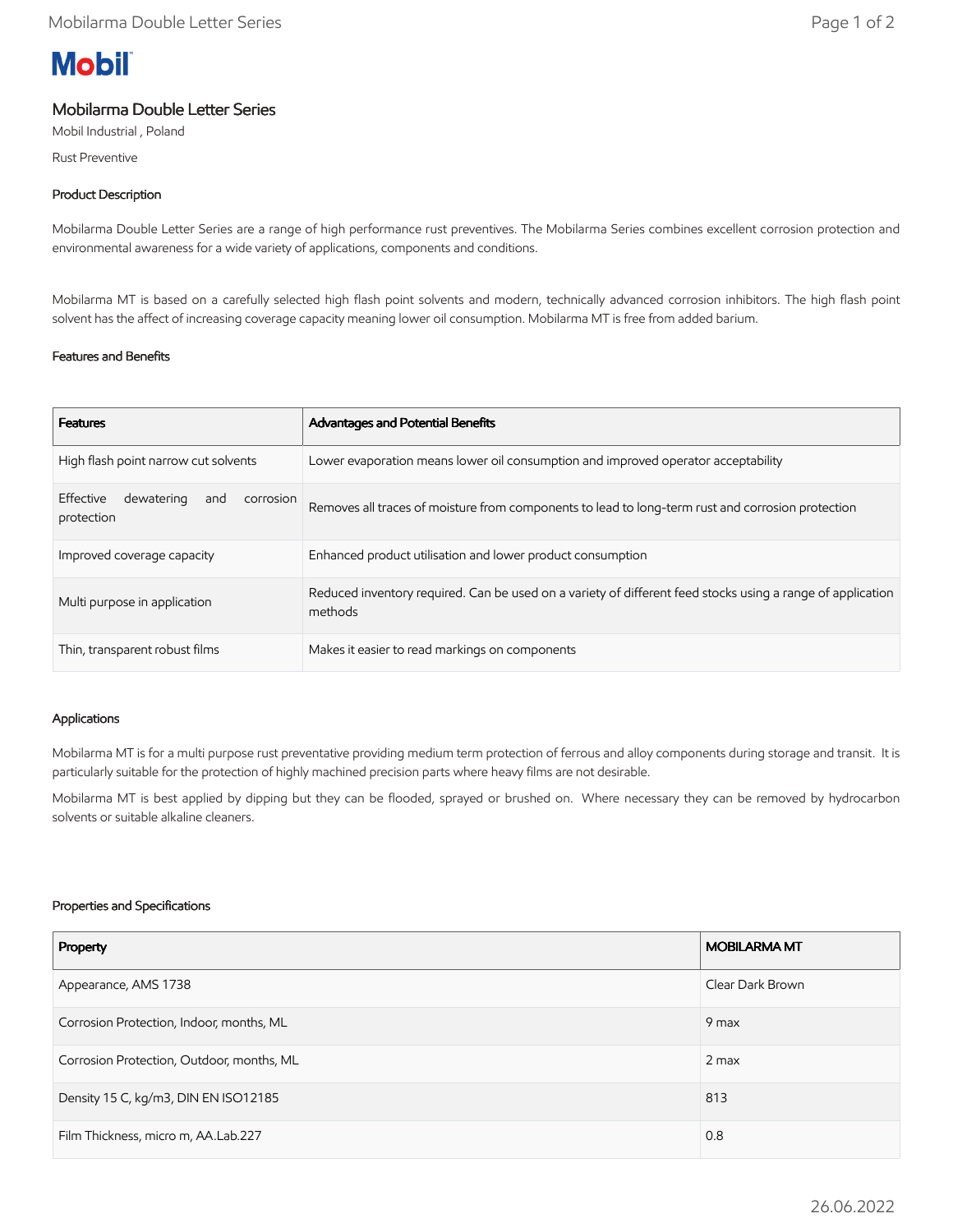Mobil

# Mobilarma Double Letter Series

Mobil Industrial , Poland

Rust Preventive

## Product Description

Mobilarma Double Letter Series are a range of high performance rust preventives. The Mobilarma Series combines excellent corrosion protection and environmental awareness for a wide variety of applications, components and conditions.

Mobilarma MT is based on a carefully selected high flash point solvents and modern, technically advanced corrosion inhibitors. The high flash point solvent has the affect of increasing coverage capacity meaning lower oil consumption. Mobilarma MT is free from added barium.

## Features and Benefits

| Features | Advantages and Potential Benefits |
|---|---|
| High flash point narrow cut solvents | Lower evaporation means lower oil consumption and improved operator acceptability |
| Effective dewatering and corrosion protection | Removes all traces of moisture from components to lead to long-term rust and corrosion protection |
| Improved coverage capacity | Enhanced product utilisation and lower product consumption |
| Multi purpose in application | Reduced inventory required. Can be used on a variety of different feed stocks using a range of application methods |
| Thin, transparent robust films | Makes it easier to read markings on components |

## Applications

Mobilarma MT is for a multi purpose rust preventative providing medium term protection of ferrous and alloy components during storage and transit. It is particularly suitable for the protection of highly machined precision parts where heavy films are not desirable.

Mobilarma MT is best applied by dipping but they can be flooded, sprayed or brushed on. Where necessary they can be removed by hydrocarbon solvents or suitable alkaline cleaners.

## Properties and Specifications

| Property | MOBILARMA MT |
|---|---|
| Appearance, AMS 1738 | Clear Dark Brown |
| Corrosion Protection, Indoor, months, ML | 9 max |
| Corrosion Protection, Outdoor, months, ML | 2 max |
| Density 15 C, kg/m3, DIN EN ISO12185 | 813 |
| Film Thickness, micro m, AA.Lab.227 | 0.8 |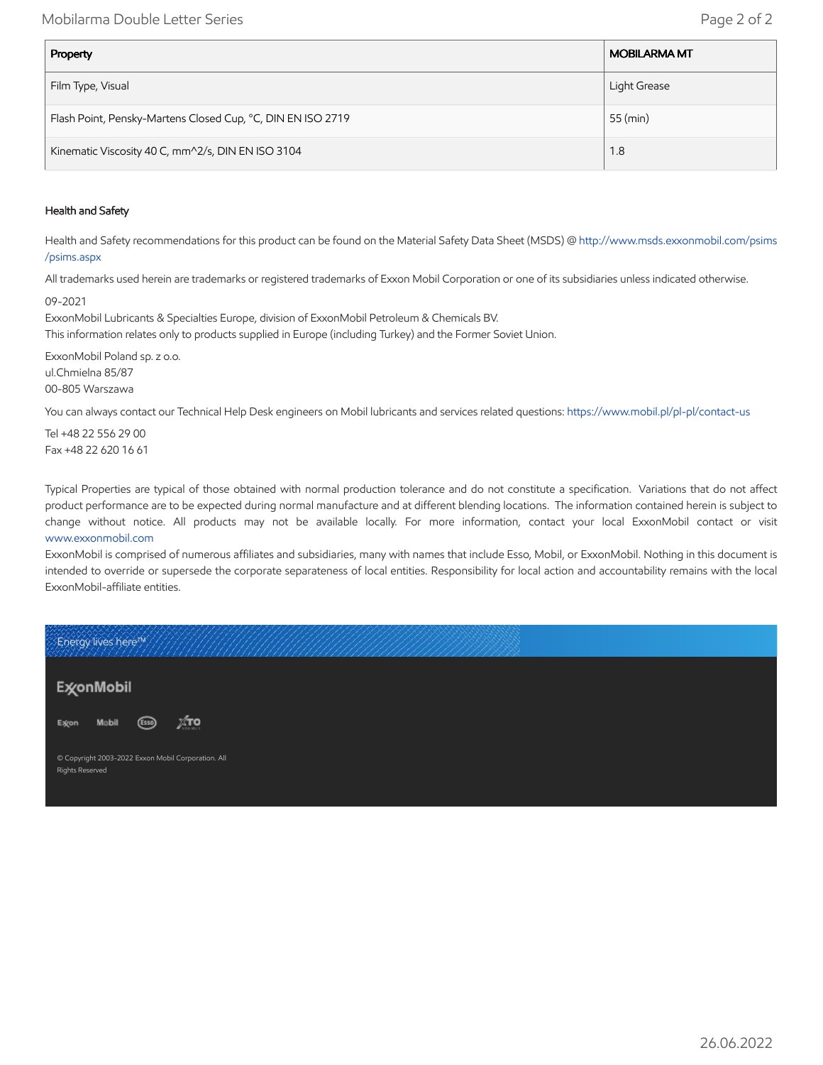| Property | MOBILARMA MT |
|---|---|
| Film Type, Visual | Light Grease |
| Flash Point, Pensky-Martens Closed Cup, °C, DIN EN ISO 2719 | 55 (min) |
| Kinematic Viscosity 40 C, mm^2/s, DIN EN ISO 3104 | 1.8 |

### Health and Safety

Health and Safety recommendations for this product can be found on the Material Safety Data Sheet (MSDS) @ http://www.msds.exxonmobil.com/psims/psims.aspx

All trademarks used herein are trademarks or registered trademarks of Exxon Mobil Corporation or one of its subsidiaries unless indicated otherwise.

09-2021
ExxonMobil Lubricants & Specialties Europe, division of ExxonMobil Petroleum & Chemicals BV.
This information relates only to products supplied in Europe (including Turkey) and the Former Soviet Union.

ExxonMobil Poland sp. z o.o.
ul.Chmielna 85/87
00-805 Warszawa

You can always contact our Technical Help Desk engineers on Mobil lubricants and services related questions: https://www.mobil.pl/pl-pl/contact-us

Tel +48 22 556 29 00
Fax +48 22 620 16 61

Typical Properties are typical of those obtained with normal production tolerance and do not constitute a specification. Variations that do not affect product performance are to be expected during normal manufacture and at different blending locations. The information contained herein is subject to change without notice. All products may not be available locally. For more information, contact your local ExxonMobil contact or visit www.exxonmobil.com

ExxonMobil is comprised of numerous affiliates and subsidiaries, many with names that include Esso, Mobil, or ExxonMobil. Nothing in this document is intended to override or supersede the corporate separateness of local entities. Responsibility for local action and accountability remains with the local ExxonMobil-affiliate entities.

Energy lives here™

ExxonMobil

Exxon Mobil Esso XTO

© Copyright 2003-2022 Exxon Mobil Corporation. All Rights Reserved